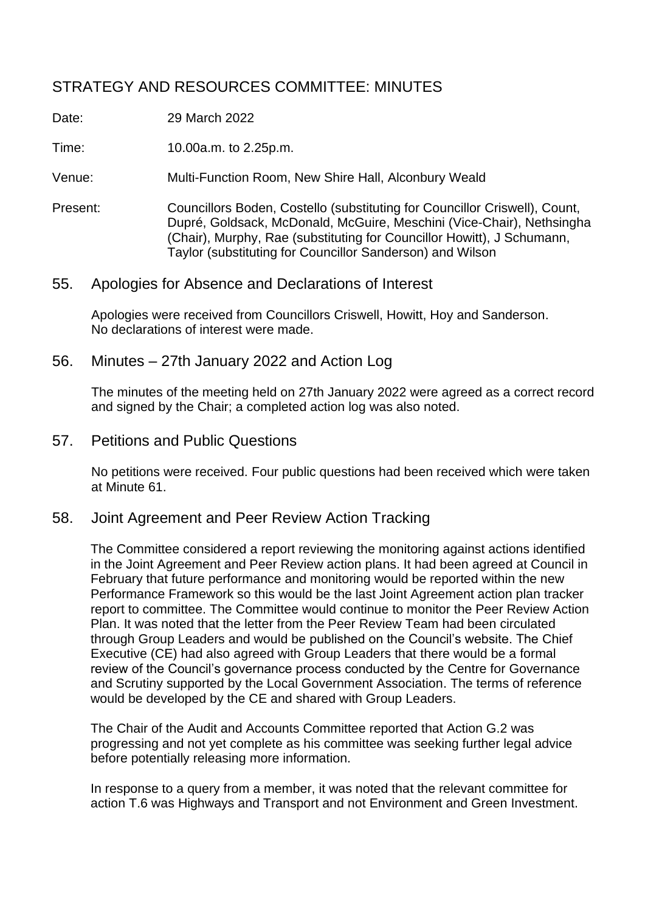# STRATEGY AND RESOURCES COMMITTEE: MINUTES

Date: 29 March 2022

Time: 10.00a.m. to 2.25p.m.

Venue: Multi-Function Room, New Shire Hall, Alconbury Weald

Present: Councillors Boden, Costello (substituting for Councillor Criswell), Count, Dupré, Goldsack, McDonald, McGuire, Meschini (Vice-Chair), Nethsingha (Chair), Murphy, Rae (substituting for Councillor Howitt), J Schumann, Taylor (substituting for Councillor Sanderson) and Wilson

## 55. Apologies for Absence and Declarations of Interest

Apologies were received from Councillors Criswell, Howitt, Hoy and Sanderson. No declarations of interest were made.

## 56. Minutes – 27th January 2022 and Action Log

The minutes of the meeting held on 27th January 2022 were agreed as a correct record and signed by the Chair; a completed action log was also noted.

## 57. Petitions and Public Questions

No petitions were received. Four public questions had been received which were taken at Minute 61.

## 58. Joint Agreement and Peer Review Action Tracking

The Committee considered a report reviewing the monitoring against actions identified in the Joint Agreement and Peer Review action plans. It had been agreed at Council in February that future performance and monitoring would be reported within the new Performance Framework so this would be the last Joint Agreement action plan tracker report to committee. The Committee would continue to monitor the Peer Review Action Plan. It was noted that the letter from the Peer Review Team had been circulated through Group Leaders and would be published on the Council's website. The Chief Executive (CE) had also agreed with Group Leaders that there would be a formal review of the Council's governance process conducted by the Centre for Governance and Scrutiny supported by the Local Government Association. The terms of reference would be developed by the CE and shared with Group Leaders.

The Chair of the Audit and Accounts Committee reported that Action G.2 was progressing and not yet complete as his committee was seeking further legal advice before potentially releasing more information.

In response to a query from a member, it was noted that the relevant committee for action T.6 was Highways and Transport and not Environment and Green Investment.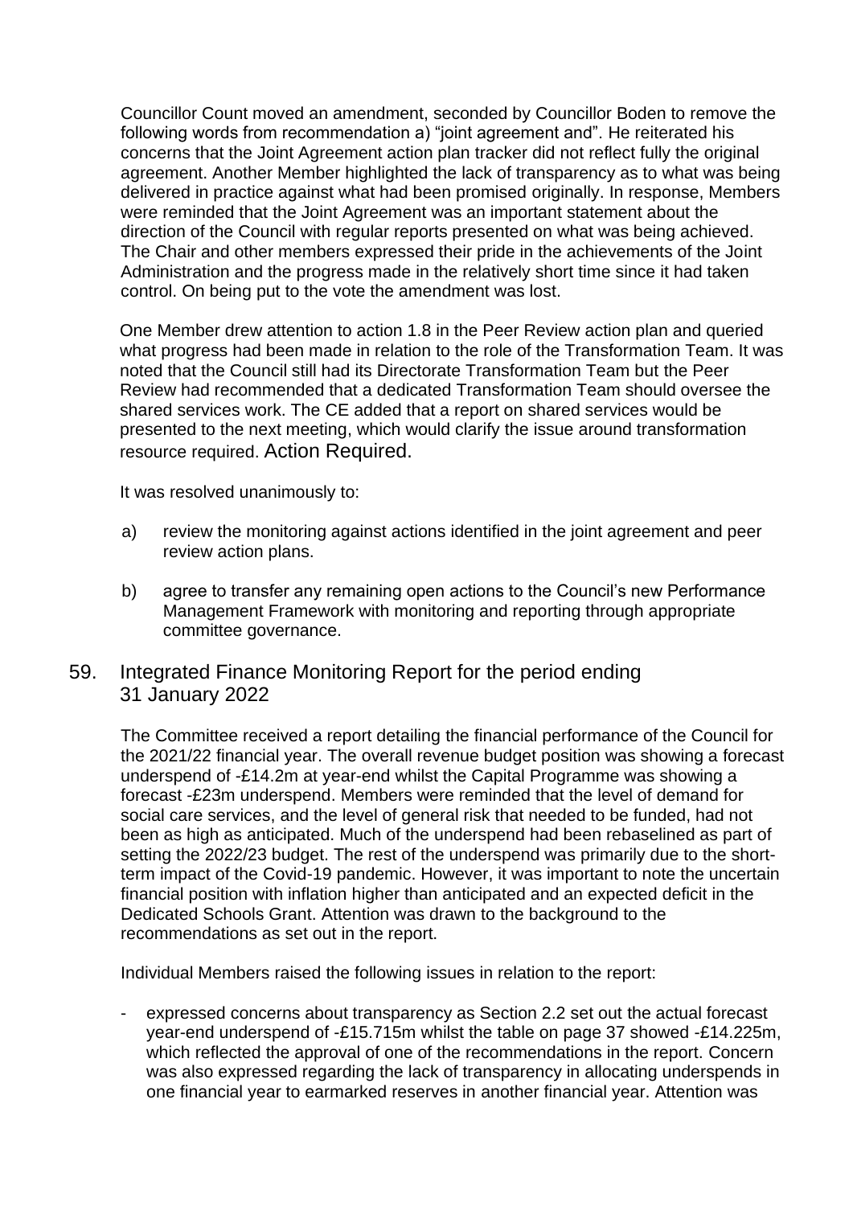Councillor Count moved an amendment, seconded by Councillor Boden to remove the following words from recommendation a) "joint agreement and". He reiterated his concerns that the Joint Agreement action plan tracker did not reflect fully the original agreement. Another Member highlighted the lack of transparency as to what was being delivered in practice against what had been promised originally. In response, Members were reminded that the Joint Agreement was an important statement about the direction of the Council with regular reports presented on what was being achieved. The Chair and other members expressed their pride in the achievements of the Joint Administration and the progress made in the relatively short time since it had taken control. On being put to the vote the amendment was lost.

One Member drew attention to action 1.8 in the Peer Review action plan and queried what progress had been made in relation to the role of the Transformation Team. It was noted that the Council still had its Directorate Transformation Team but the Peer Review had recommended that a dedicated Transformation Team should oversee the shared services work. The CE added that a report on shared services would be presented to the next meeting, which would clarify the issue around transformation resource required. Action Required.

It was resolved unanimously to:

a) review the monitoring against actions identified in the joint agreement and peer review action plans.

b) agree to transfer any remaining open actions to the Council's new Performance Management Framework with monitoring and reporting through appropriate committee governance.

## 59. Integrated Finance Monitoring Report for the period ending 31 January 2022

The Committee received a report detailing the financial performance of the Council for the 2021/22 financial year. The overall revenue budget position was showing a forecast underspend of -£14.2m at year-end whilst the Capital Programme was showing a forecast -£23m underspend. Members were reminded that the level of demand for social care services, and the level of general risk that needed to be funded, had not been as high as anticipated. Much of the underspend had been rebaselined as part of setting the 2022/23 budget. The rest of the underspend was primarily due to the short-term impact of the Covid-19 pandemic. However, it was important to note the uncertain financial position with inflation higher than anticipated and an expected deficit in the Dedicated Schools Grant. Attention was drawn to the background to the recommendations as set out in the report.

Individual Members raised the following issues in relation to the report:

- expressed concerns about transparency as Section 2.2 set out the actual forecast year-end underspend of -£15.715m whilst the table on page 37 showed -£14.225m, which reflected the approval of one of the recommendations in the report. Concern was also expressed regarding the lack of transparency in allocating underspends in one financial year to earmarked reserves in another financial year. Attention was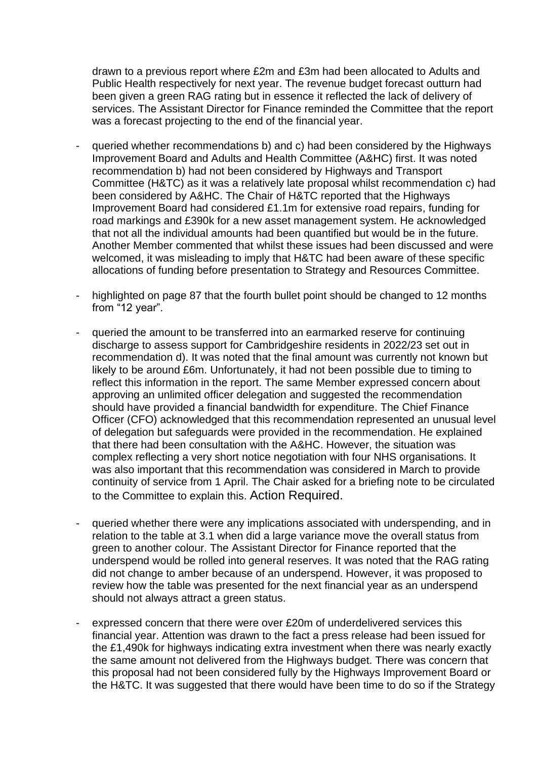drawn to a previous report where £2m and £3m had been allocated to Adults and Public Health respectively for next year. The revenue budget forecast outturn had been given a green RAG rating but in essence it reflected the lack of delivery of services. The Assistant Director for Finance reminded the Committee that the report was a forecast projecting to the end of the financial year.

- queried whether recommendations b) and c) had been considered by the Highways Improvement Board and Adults and Health Committee (A&HC) first. It was noted recommendation b) had not been considered by Highways and Transport Committee (H&TC) as it was a relatively late proposal whilst recommendation c) had been considered by A&HC. The Chair of H&TC reported that the Highways Improvement Board had considered £1.1m for extensive road repairs, funding for road markings and £390k for a new asset management system. He acknowledged that not all the individual amounts had been quantified but would be in the future. Another Member commented that whilst these issues had been discussed and were welcomed, it was misleading to imply that H&TC had been aware of these specific allocations of funding before presentation to Strategy and Resources Committee.

- highlighted on page 87 that the fourth bullet point should be changed to 12 months from "12 year".

- queried the amount to be transferred into an earmarked reserve for continuing discharge to assess support for Cambridgeshire residents in 2022/23 set out in recommendation d). It was noted that the final amount was currently not known but likely to be around £6m. Unfortunately, it had not been possible due to timing to reflect this information in the report. The same Member expressed concern about approving an unlimited officer delegation and suggested the recommendation should have provided a financial bandwidth for expenditure. The Chief Finance Officer (CFO) acknowledged that this recommendation represented an unusual level of delegation but safeguards were provided in the recommendation. He explained that there had been consultation with the A&HC. However, the situation was complex reflecting a very short notice negotiation with four NHS organisations. It was also important that this recommendation was considered in March to provide continuity of service from 1 April. The Chair asked for a briefing note to be circulated to the Committee to explain this. Action Required.

- queried whether there were any implications associated with underspending, and in relation to the table at 3.1 when did a large variance move the overall status from green to another colour. The Assistant Director for Finance reported that the underspend would be rolled into general reserves. It was noted that the RAG rating did not change to amber because of an underspend. However, it was proposed to review how the table was presented for the next financial year as an underspend should not always attract a green status.

- expressed concern that there were over £20m of underdelivered services this financial year. Attention was drawn to the fact a press release had been issued for the £1,490k for highways indicating extra investment when there was nearly exactly the same amount not delivered from the Highways budget. There was concern that this proposal had not been considered fully by the Highways Improvement Board or the H&TC. It was suggested that there would have been time to do so if the Strategy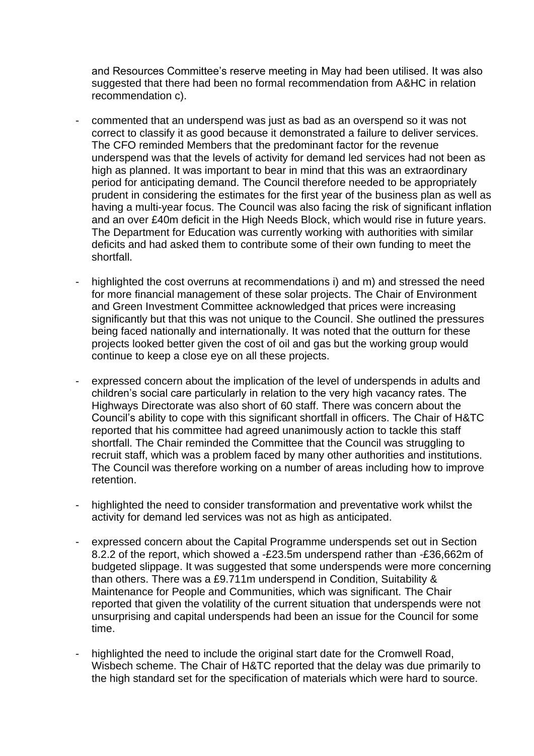and Resources Committee's reserve meeting in May had been utilised. It was also suggested that there had been no formal recommendation from A&HC in relation recommendation c).

- commented that an underspend was just as bad as an overspend so it was not correct to classify it as good because it demonstrated a failure to deliver services. The CFO reminded Members that the predominant factor for the revenue underspend was that the levels of activity for demand led services had not been as high as planned. It was important to bear in mind that this was an extraordinary period for anticipating demand. The Council therefore needed to be appropriately prudent in considering the estimates for the first year of the business plan as well as having a multi-year focus. The Council was also facing the risk of significant inflation and an over £40m deficit in the High Needs Block, which would rise in future years. The Department for Education was currently working with authorities with similar deficits and had asked them to contribute some of their own funding to meet the shortfall.

- highlighted the cost overruns at recommendations i) and m) and stressed the need for more financial management of these solar projects. The Chair of Environment and Green Investment Committee acknowledged that prices were increasing significantly but that this was not unique to the Council. She outlined the pressures being faced nationally and internationally. It was noted that the outturn for these projects looked better given the cost of oil and gas but the working group would continue to keep a close eye on all these projects.

- expressed concern about the implication of the level of underspends in adults and children's social care particularly in relation to the very high vacancy rates. The Highways Directorate was also short of 60 staff. There was concern about the Council's ability to cope with this significant shortfall in officers. The Chair of H&TC reported that his committee had agreed unanimously action to tackle this staff shortfall. The Chair reminded the Committee that the Council was struggling to recruit staff, which was a problem faced by many other authorities and institutions. The Council was therefore working on a number of areas including how to improve retention.

- highlighted the need to consider transformation and preventative work whilst the activity for demand led services was not as high as anticipated.

- expressed concern about the Capital Programme underspends set out in Section 8.2.2 of the report, which showed a -£23.5m underspend rather than -£36,662m of budgeted slippage. It was suggested that some underspends were more concerning than others. There was a £9.711m underspend in Condition, Suitability & Maintenance for People and Communities, which was significant. The Chair reported that given the volatility of the current situation that underspends were not unsurprising and capital underspends had been an issue for the Council for some time.

- highlighted the need to include the original start date for the Cromwell Road, Wisbech scheme. The Chair of H&TC reported that the delay was due primarily to the high standard set for the specification of materials which were hard to source.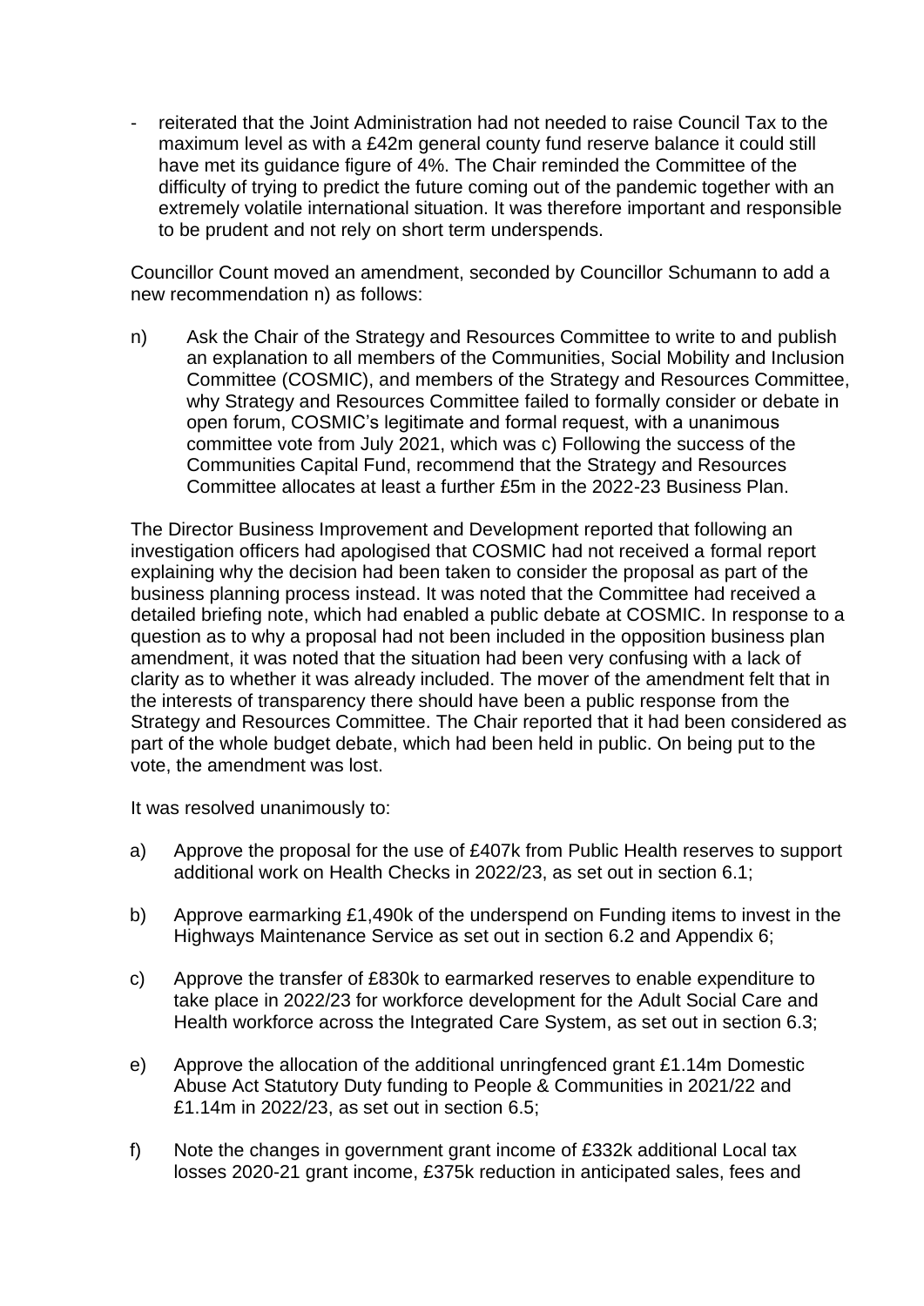- reiterated that the Joint Administration had not needed to raise Council Tax to the maximum level as with a £42m general county fund reserve balance it could still have met its guidance figure of 4%. The Chair reminded the Committee of the difficulty of trying to predict the future coming out of the pandemic together with an extremely volatile international situation. It was therefore important and responsible to be prudent and not rely on short term underspends.

Councillor Count moved an amendment, seconded by Councillor Schumann to add a new recommendation n) as follows:

n) Ask the Chair of the Strategy and Resources Committee to write to and publish an explanation to all members of the Communities, Social Mobility and Inclusion Committee (COSMIC), and members of the Strategy and Resources Committee, why Strategy and Resources Committee failed to formally consider or debate in open forum, COSMIC's legitimate and formal request, with a unanimous committee vote from July 2021, which was c) Following the success of the Communities Capital Fund, recommend that the Strategy and Resources Committee allocates at least a further £5m in the 2022-23 Business Plan.

The Director Business Improvement and Development reported that following an investigation officers had apologised that COSMIC had not received a formal report explaining why the decision had been taken to consider the proposal as part of the business planning process instead. It was noted that the Committee had received a detailed briefing note, which had enabled a public debate at COSMIC. In response to a question as to why a proposal had not been included in the opposition business plan amendment, it was noted that the situation had been very confusing with a lack of clarity as to whether it was already included. The mover of the amendment felt that in the interests of transparency there should have been a public response from the Strategy and Resources Committee. The Chair reported that it had been considered as part of the whole budget debate, which had been held in public. On being put to the vote, the amendment was lost.

It was resolved unanimously to:

a) Approve the proposal for the use of £407k from Public Health reserves to support additional work on Health Checks in 2022/23, as set out in section 6.1;

b) Approve earmarking £1,490k of the underspend on Funding items to invest in the Highways Maintenance Service as set out in section 6.2 and Appendix 6;

c) Approve the transfer of £830k to earmarked reserves to enable expenditure to take place in 2022/23 for workforce development for the Adult Social Care and Health workforce across the Integrated Care System, as set out in section 6.3;

e) Approve the allocation of the additional unringfenced grant £1.14m Domestic Abuse Act Statutory Duty funding to People & Communities in 2021/22 and £1.14m in 2022/23, as set out in section 6.5;

f) Note the changes in government grant income of £332k additional Local tax losses 2020-21 grant income, £375k reduction in anticipated sales, fees and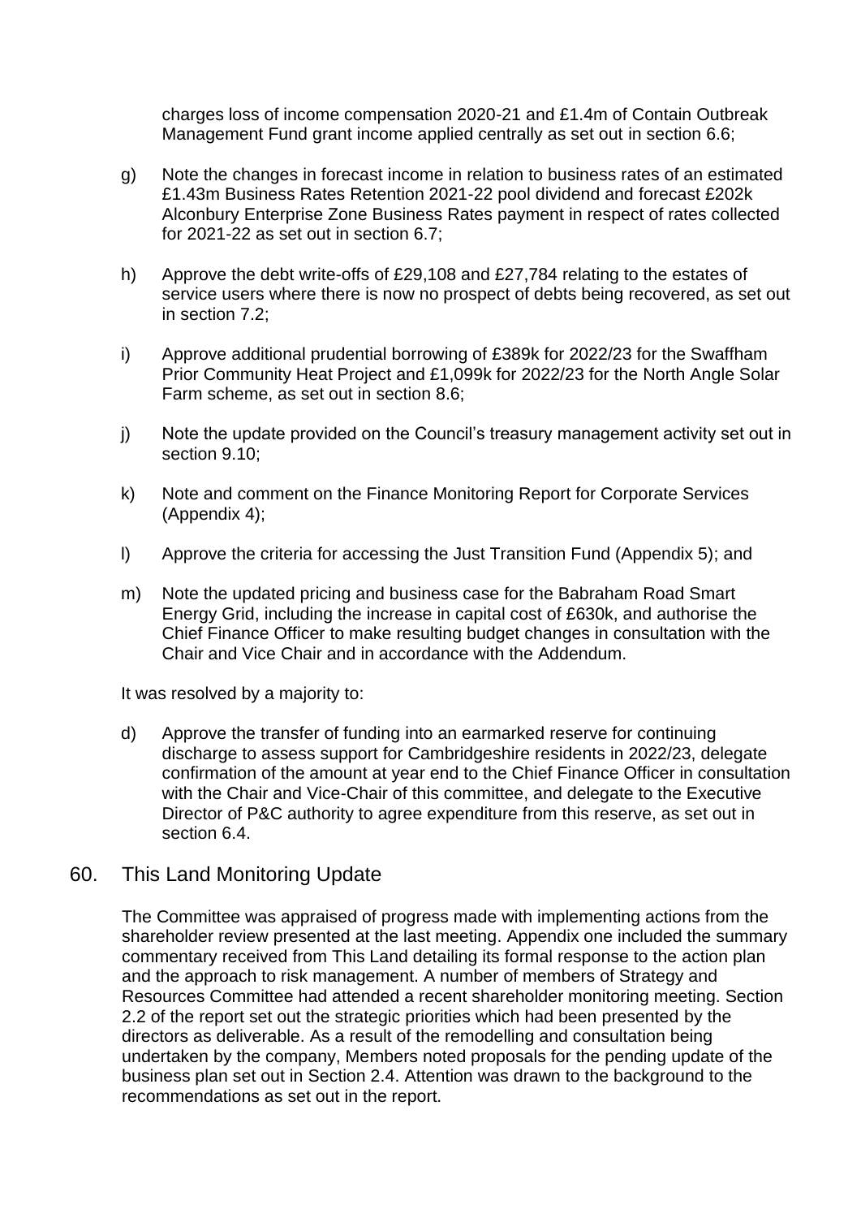charges loss of income compensation 2020-21 and £1.4m of Contain Outbreak Management Fund grant income applied centrally as set out in section 6.6;

g) Note the changes in forecast income in relation to business rates of an estimated £1.43m Business Rates Retention 2021-22 pool dividend and forecast £202k Alconbury Enterprise Zone Business Rates payment in respect of rates collected for 2021-22 as set out in section 6.7;

h) Approve the debt write-offs of £29,108 and £27,784 relating to the estates of service users where there is now no prospect of debts being recovered, as set out in section 7.2;

i) Approve additional prudential borrowing of £389k for 2022/23 for the Swaffham Prior Community Heat Project and £1,099k for 2022/23 for the North Angle Solar Farm scheme, as set out in section 8.6;

j) Note the update provided on the Council's treasury management activity set out in section 9.10;

k) Note and comment on the Finance Monitoring Report for Corporate Services (Appendix 4);

l) Approve the criteria for accessing the Just Transition Fund (Appendix 5); and

m) Note the updated pricing and business case for the Babraham Road Smart Energy Grid, including the increase in capital cost of £630k, and authorise the Chief Finance Officer to make resulting budget changes in consultation with the Chair and Vice Chair and in accordance with the Addendum.

It was resolved by a majority to:

d) Approve the transfer of funding into an earmarked reserve for continuing discharge to assess support for Cambridgeshire residents in 2022/23, delegate confirmation of the amount at year end to the Chief Finance Officer in consultation with the Chair and Vice-Chair of this committee, and delegate to the Executive Director of P&C authority to agree expenditure from this reserve, as set out in section 6.4.

## 60. This Land Monitoring Update

The Committee was appraised of progress made with implementing actions from the shareholder review presented at the last meeting. Appendix one included the summary commentary received from This Land detailing its formal response to the action plan and the approach to risk management. A number of members of Strategy and Resources Committee had attended a recent shareholder monitoring meeting. Section 2.2 of the report set out the strategic priorities which had been presented by the directors as deliverable. As a result of the remodelling and consultation being undertaken by the company, Members noted proposals for the pending update of the business plan set out in Section 2.4. Attention was drawn to the background to the recommendations as set out in the report.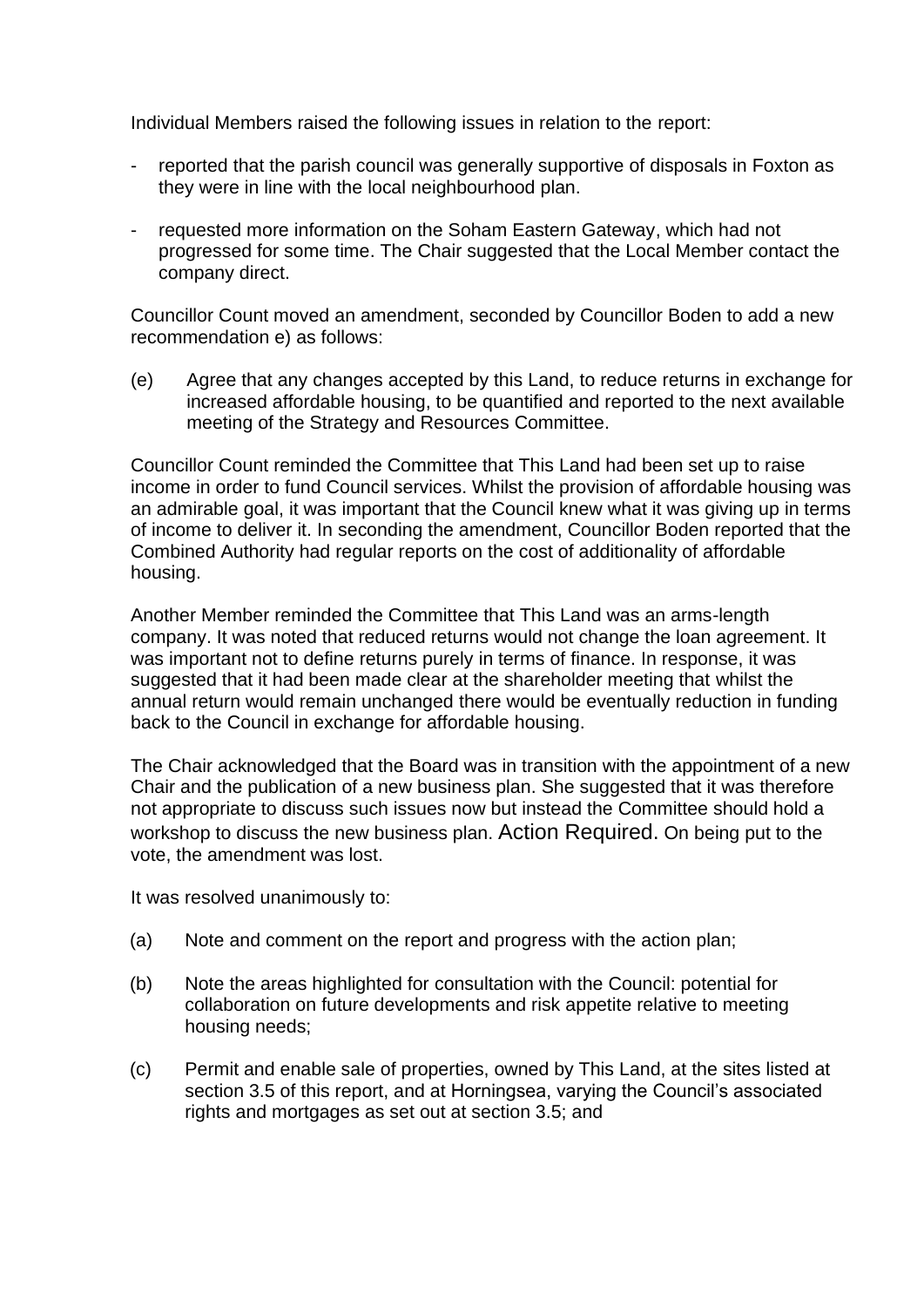Individual Members raised the following issues in relation to the report:

- reported that the parish council was generally supportive of disposals in Foxton as they were in line with the local neighbourhood plan.

- requested more information on the Soham Eastern Gateway, which had not progressed for some time. The Chair suggested that the Local Member contact the company direct.

Councillor Count moved an amendment, seconded by Councillor Boden to add a new recommendation e) as follows:

(e) Agree that any changes accepted by this Land, to reduce returns in exchange for increased affordable housing, to be quantified and reported to the next available meeting of the Strategy and Resources Committee.

Councillor Count reminded the Committee that This Land had been set up to raise income in order to fund Council services. Whilst the provision of affordable housing was an admirable goal, it was important that the Council knew what it was giving up in terms of income to deliver it. In seconding the amendment, Councillor Boden reported that the Combined Authority had regular reports on the cost of additionality of affordable housing.

Another Member reminded the Committee that This Land was an arms-length company. It was noted that reduced returns would not change the loan agreement. It was important not to define returns purely in terms of finance. In response, it was suggested that it had been made clear at the shareholder meeting that whilst the annual return would remain unchanged there would be eventually reduction in funding back to the Council in exchange for affordable housing.

The Chair acknowledged that the Board was in transition with the appointment of a new Chair and the publication of a new business plan. She suggested that it was therefore not appropriate to discuss such issues now but instead the Committee should hold a workshop to discuss the new business plan. Action Required. On being put to the vote, the amendment was lost.

It was resolved unanimously to:

(a) Note and comment on the report and progress with the action plan;

(b) Note the areas highlighted for consultation with the Council: potential for collaboration on future developments and risk appetite relative to meeting housing needs;

(c) Permit and enable sale of properties, owned by This Land, at the sites listed at section 3.5 of this report, and at Horningsea, varying the Council's associated rights and mortgages as set out at section 3.5; and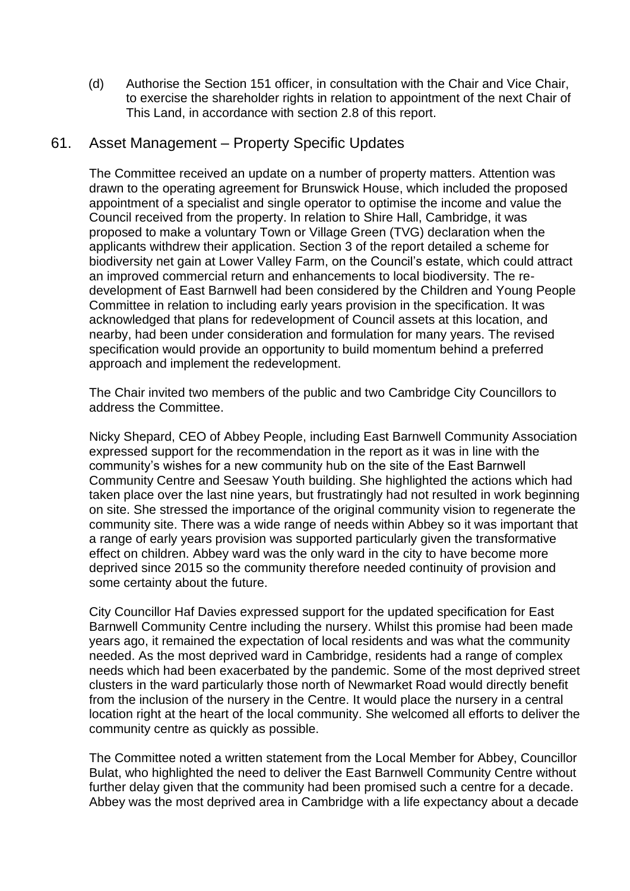(d) Authorise the Section 151 officer, in consultation with the Chair and Vice Chair, to exercise the shareholder rights in relation to appointment of the next Chair of This Land, in accordance with section 2.8 of this report.

## 61. Asset Management – Property Specific Updates

The Committee received an update on a number of property matters. Attention was drawn to the operating agreement for Brunswick House, which included the proposed appointment of a specialist and single operator to optimise the income and value the Council received from the property. In relation to Shire Hall, Cambridge, it was proposed to make a voluntary Town or Village Green (TVG) declaration when the applicants withdrew their application. Section 3 of the report detailed a scheme for biodiversity net gain at Lower Valley Farm, on the Council's estate, which could attract an improved commercial return and enhancements to local biodiversity. The re-development of East Barnwell had been considered by the Children and Young People Committee in relation to including early years provision in the specification. It was acknowledged that plans for redevelopment of Council assets at this location, and nearby, had been under consideration and formulation for many years. The revised specification would provide an opportunity to build momentum behind a preferred approach and implement the redevelopment.

The Chair invited two members of the public and two Cambridge City Councillors to address the Committee.

Nicky Shepard, CEO of Abbey People, including East Barnwell Community Association expressed support for the recommendation in the report as it was in line with the community's wishes for a new community hub on the site of the East Barnwell Community Centre and Seesaw Youth building. She highlighted the actions which had taken place over the last nine years, but frustratingly had not resulted in work beginning on site. She stressed the importance of the original community vision to regenerate the community site. There was a wide range of needs within Abbey so it was important that a range of early years provision was supported particularly given the transformative effect on children. Abbey ward was the only ward in the city to have become more deprived since 2015 so the community therefore needed continuity of provision and some certainty about the future.

City Councillor Haf Davies expressed support for the updated specification for East Barnwell Community Centre including the nursery. Whilst this promise had been made years ago, it remained the expectation of local residents and was what the community needed. As the most deprived ward in Cambridge, residents had a range of complex needs which had been exacerbated by the pandemic. Some of the most deprived street clusters in the ward particularly those north of Newmarket Road would directly benefit from the inclusion of the nursery in the Centre. It would place the nursery in a central location right at the heart of the local community. She welcomed all efforts to deliver the community centre as quickly as possible.

The Committee noted a written statement from the Local Member for Abbey, Councillor Bulat, who highlighted the need to deliver the East Barnwell Community Centre without further delay given that the community had been promised such a centre for a decade. Abbey was the most deprived area in Cambridge with a life expectancy about a decade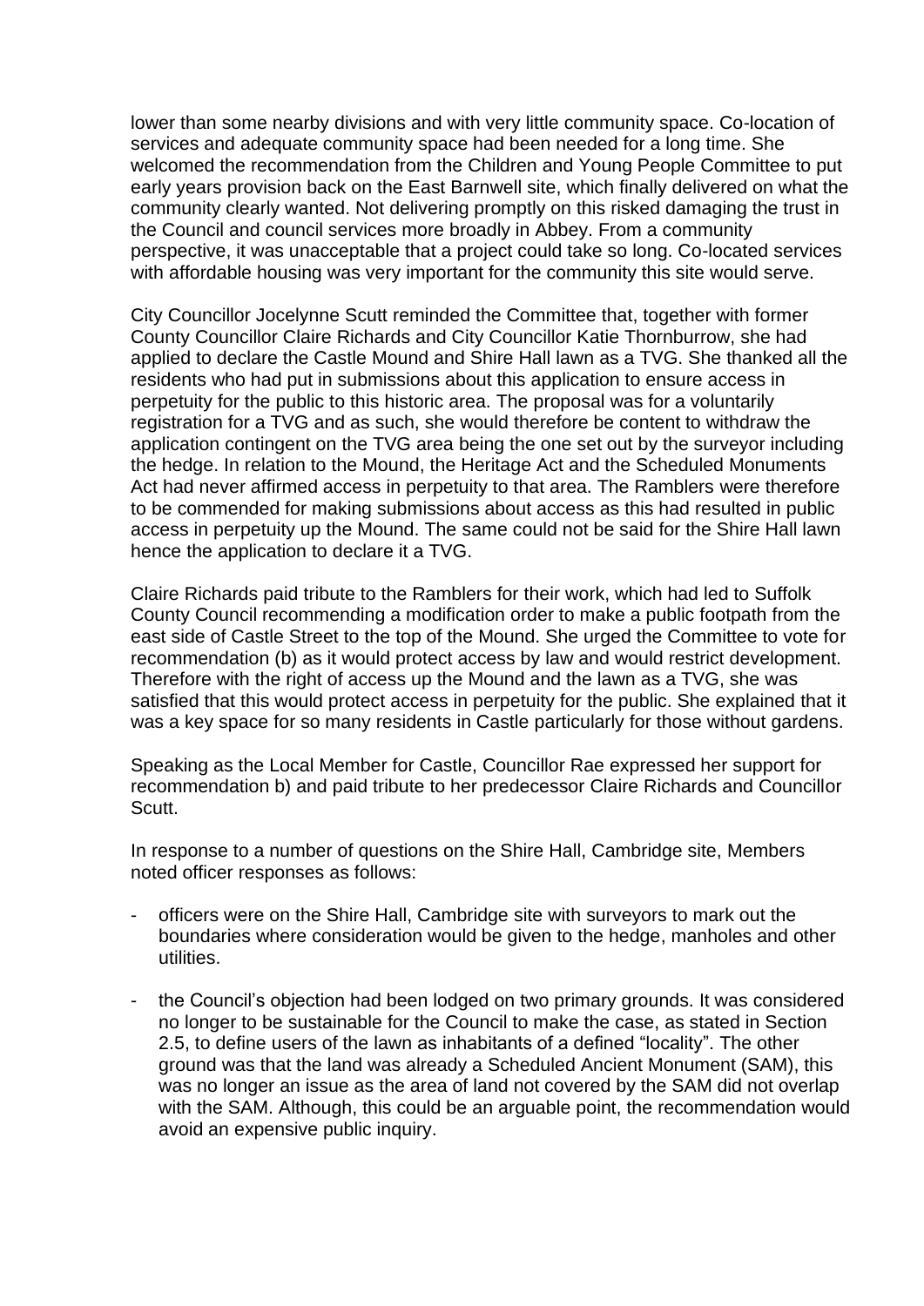lower than some nearby divisions and with very little community space. Co-location of services and adequate community space had been needed for a long time. She welcomed the recommendation from the Children and Young People Committee to put early years provision back on the East Barnwell site, which finally delivered on what the community clearly wanted. Not delivering promptly on this risked damaging the trust in the Council and council services more broadly in Abbey. From a community perspective, it was unacceptable that a project could take so long. Co-located services with affordable housing was very important for the community this site would serve.

City Councillor Jocelynne Scutt reminded the Committee that, together with former County Councillor Claire Richards and City Councillor Katie Thornburrow, she had applied to declare the Castle Mound and Shire Hall lawn as a TVG. She thanked all the residents who had put in submissions about this application to ensure access in perpetuity for the public to this historic area. The proposal was for a voluntarily registration for a TVG and as such, she would therefore be content to withdraw the application contingent on the TVG area being the one set out by the surveyor including the hedge. In relation to the Mound, the Heritage Act and the Scheduled Monuments Act had never affirmed access in perpetuity to that area. The Ramblers were therefore to be commended for making submissions about access as this had resulted in public access in perpetuity up the Mound. The same could not be said for the Shire Hall lawn hence the application to declare it a TVG.

Claire Richards paid tribute to the Ramblers for their work, which had led to Suffolk County Council recommending a modification order to make a public footpath from the east side of Castle Street to the top of the Mound. She urged the Committee to vote for recommendation (b) as it would protect access by law and would restrict development. Therefore with the right of access up the Mound and the lawn as a TVG, she was satisfied that this would protect access in perpetuity for the public. She explained that it was a key space for so many residents in Castle particularly for those without gardens.

Speaking as the Local Member for Castle, Councillor Rae expressed her support for recommendation b) and paid tribute to her predecessor Claire Richards and Councillor Scutt.

In response to a number of questions on the Shire Hall, Cambridge site, Members noted officer responses as follows:

- officers were on the Shire Hall, Cambridge site with surveyors to mark out the boundaries where consideration would be given to the hedge, manholes and other utilities.

- the Council's objection had been lodged on two primary grounds. It was considered no longer to be sustainable for the Council to make the case, as stated in Section 2.5, to define users of the lawn as inhabitants of a defined "locality". The other ground was that the land was already a Scheduled Ancient Monument (SAM), this was no longer an issue as the area of land not covered by the SAM did not overlap with the SAM. Although, this could be an arguable point, the recommendation would avoid an expensive public inquiry.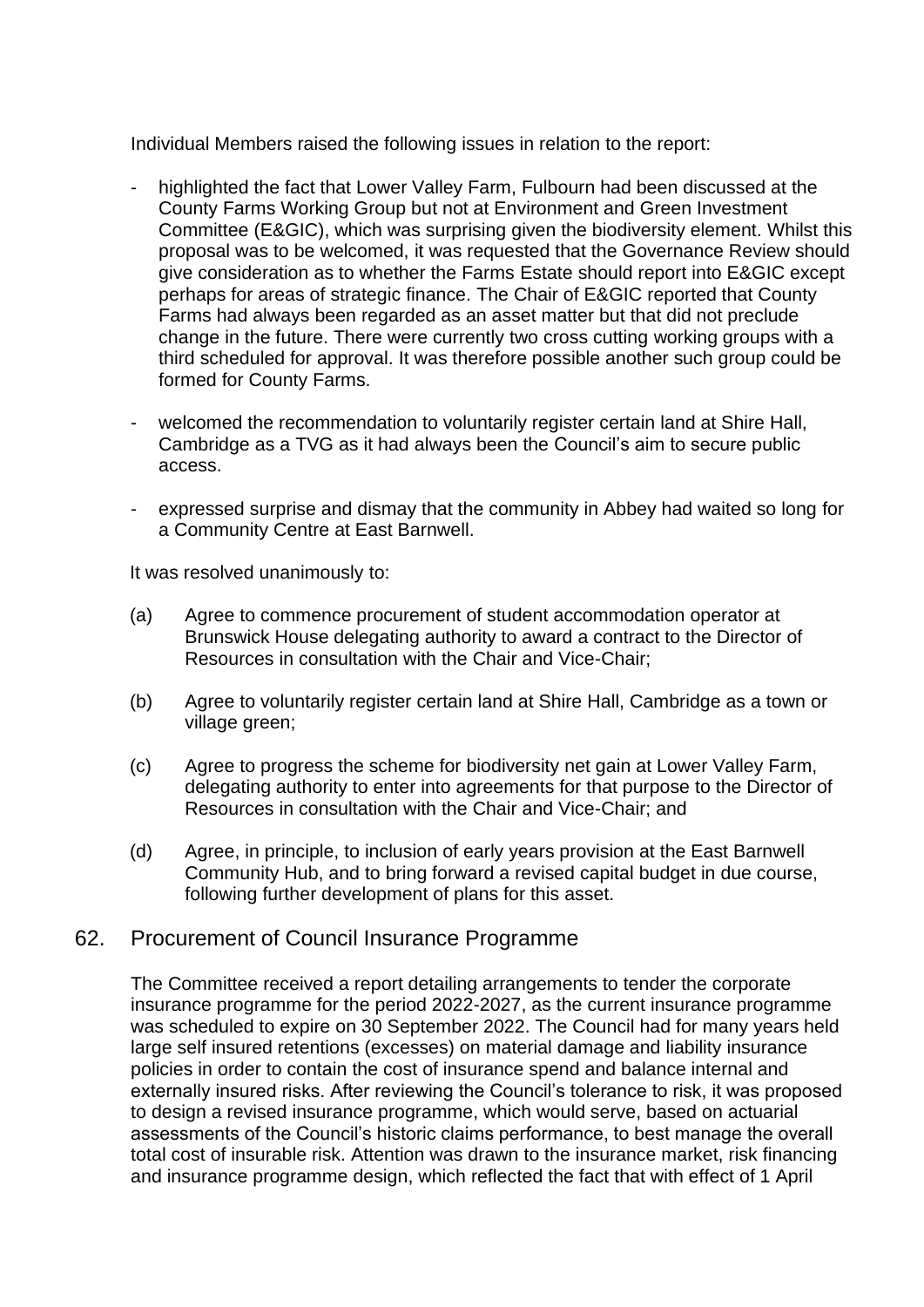Individual Members raised the following issues in relation to the report:

- highlighted the fact that Lower Valley Farm, Fulbourn had been discussed at the County Farms Working Group but not at Environment and Green Investment Committee (E&GIC), which was surprising given the biodiversity element. Whilst this proposal was to be welcomed, it was requested that the Governance Review should give consideration as to whether the Farms Estate should report into E&GIC except perhaps for areas of strategic finance. The Chair of E&GIC reported that County Farms had always been regarded as an asset matter but that did not preclude change in the future. There were currently two cross cutting working groups with a third scheduled for approval. It was therefore possible another such group could be formed for County Farms.

- welcomed the recommendation to voluntarily register certain land at Shire Hall, Cambridge as a TVG as it had always been the Council's aim to secure public access.

- expressed surprise and dismay that the community in Abbey had waited so long for a Community Centre at East Barnwell.

It was resolved unanimously to:

(a) Agree to commence procurement of student accommodation operator at Brunswick House delegating authority to award a contract to the Director of Resources in consultation with the Chair and Vice-Chair;

(b) Agree to voluntarily register certain land at Shire Hall, Cambridge as a town or village green;

(c) Agree to progress the scheme for biodiversity net gain at Lower Valley Farm, delegating authority to enter into agreements for that purpose to the Director of Resources in consultation with the Chair and Vice-Chair; and

(d) Agree, in principle, to inclusion of early years provision at the East Barnwell Community Hub, and to bring forward a revised capital budget in due course, following further development of plans for this asset.

## 62. Procurement of Council Insurance Programme

The Committee received a report detailing arrangements to tender the corporate insurance programme for the period 2022-2027, as the current insurance programme was scheduled to expire on 30 September 2022. The Council had for many years held large self insured retentions (excesses) on material damage and liability insurance policies in order to contain the cost of insurance spend and balance internal and externally insured risks. After reviewing the Council's tolerance to risk, it was proposed to design a revised insurance programme, which would serve, based on actuarial assessments of the Council's historic claims performance, to best manage the overall total cost of insurable risk. Attention was drawn to the insurance market, risk financing and insurance programme design, which reflected the fact that with effect of 1 April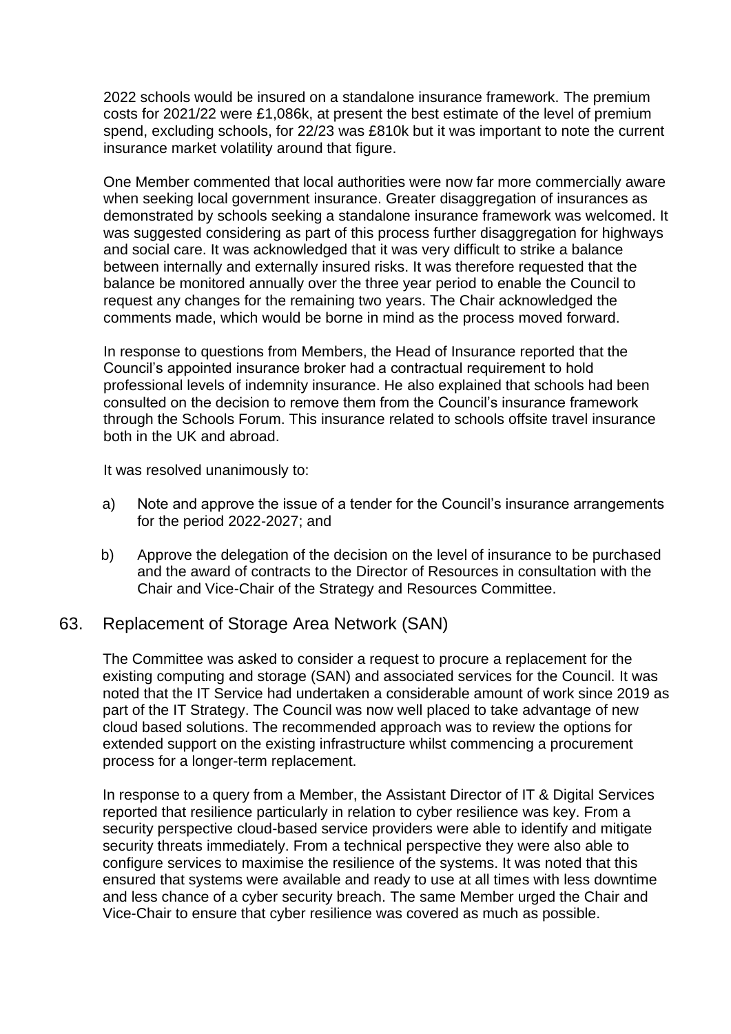2022 schools would be insured on a standalone insurance framework. The premium costs for 2021/22 were £1,086k, at present the best estimate of the level of premium spend, excluding schools, for 22/23 was £810k but it was important to note the current insurance market volatility around that figure.

One Member commented that local authorities were now far more commercially aware when seeking local government insurance. Greater disaggregation of insurances as demonstrated by schools seeking a standalone insurance framework was welcomed. It was suggested considering as part of this process further disaggregation for highways and social care. It was acknowledged that it was very difficult to strike a balance between internally and externally insured risks. It was therefore requested that the balance be monitored annually over the three year period to enable the Council to request any changes for the remaining two years. The Chair acknowledged the comments made, which would be borne in mind as the process moved forward.

In response to questions from Members, the Head of Insurance reported that the Council's appointed insurance broker had a contractual requirement to hold professional levels of indemnity insurance. He also explained that schools had been consulted on the decision to remove them from the Council's insurance framework through the Schools Forum. This insurance related to schools offsite travel insurance both in the UK and abroad.

It was resolved unanimously to:

a) Note and approve the issue of a tender for the Council's insurance arrangements for the period 2022-2027; and

b) Approve the delegation of the decision on the level of insurance to be purchased and the award of contracts to the Director of Resources in consultation with the Chair and Vice-Chair of the Strategy and Resources Committee.

## 63. Replacement of Storage Area Network (SAN)

The Committee was asked to consider a request to procure a replacement for the existing computing and storage (SAN) and associated services for the Council. It was noted that the IT Service had undertaken a considerable amount of work since 2019 as part of the IT Strategy. The Council was now well placed to take advantage of new cloud based solutions. The recommended approach was to review the options for extended support on the existing infrastructure whilst commencing a procurement process for a longer-term replacement.

In response to a query from a Member, the Assistant Director of IT & Digital Services reported that resilience particularly in relation to cyber resilience was key. From a security perspective cloud-based service providers were able to identify and mitigate security threats immediately. From a technical perspective they were also able to configure services to maximise the resilience of the systems. It was noted that this ensured that systems were available and ready to use at all times with less downtime and less chance of a cyber security breach. The same Member urged the Chair and Vice-Chair to ensure that cyber resilience was covered as much as possible.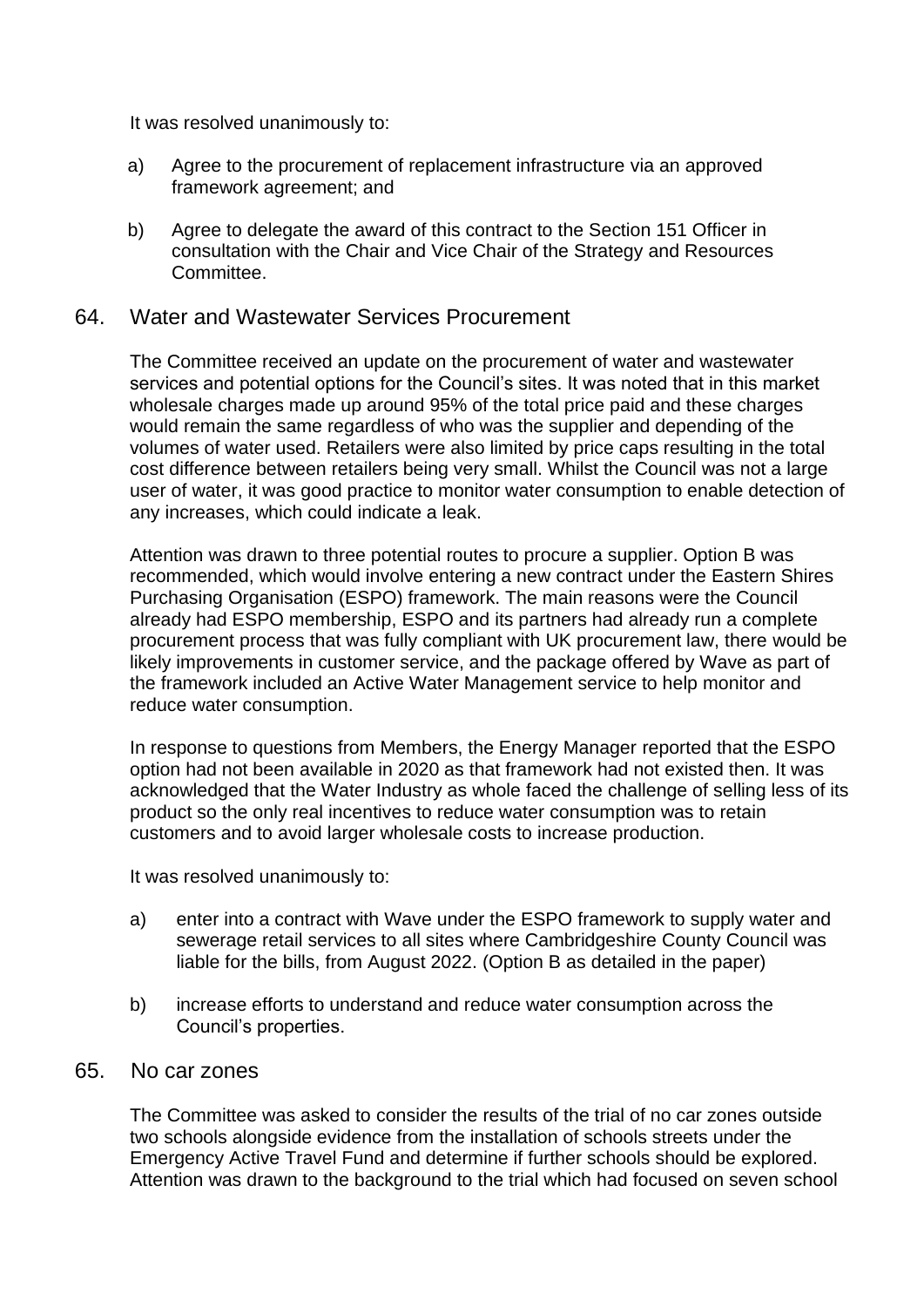It was resolved unanimously to:

a) Agree to the procurement of replacement infrastructure via an approved framework agreement; and

b) Agree to delegate the award of this contract to the Section 151 Officer in consultation with the Chair and Vice Chair of the Strategy and Resources Committee.

## 64. Water and Wastewater Services Procurement

The Committee received an update on the procurement of water and wastewater services and potential options for the Council's sites. It was noted that in this market wholesale charges made up around 95% of the total price paid and these charges would remain the same regardless of who was the supplier and depending of the volumes of water used. Retailers were also limited by price caps resulting in the total cost difference between retailers being very small. Whilst the Council was not a large user of water, it was good practice to monitor water consumption to enable detection of any increases, which could indicate a leak.

Attention was drawn to three potential routes to procure a supplier. Option B was recommended, which would involve entering a new contract under the Eastern Shires Purchasing Organisation (ESPO) framework. The main reasons were the Council already had ESPO membership, ESPO and its partners had already run a complete procurement process that was fully compliant with UK procurement law, there would be likely improvements in customer service, and the package offered by Wave as part of the framework included an Active Water Management service to help monitor and reduce water consumption.

In response to questions from Members, the Energy Manager reported that the ESPO option had not been available in 2020 as that framework had not existed then. It was acknowledged that the Water Industry as whole faced the challenge of selling less of its product so the only real incentives to reduce water consumption was to retain customers and to avoid larger wholesale costs to increase production.

It was resolved unanimously to:

a) enter into a contract with Wave under the ESPO framework to supply water and sewerage retail services to all sites where Cambridgeshire County Council was liable for the bills, from August 2022. (Option B as detailed in the paper)

b) increase efforts to understand and reduce water consumption across the Council's properties.

## 65. No car zones

The Committee was asked to consider the results of the trial of no car zones outside two schools alongside evidence from the installation of schools streets under the Emergency Active Travel Fund and determine if further schools should be explored. Attention was drawn to the background to the trial which had focused on seven school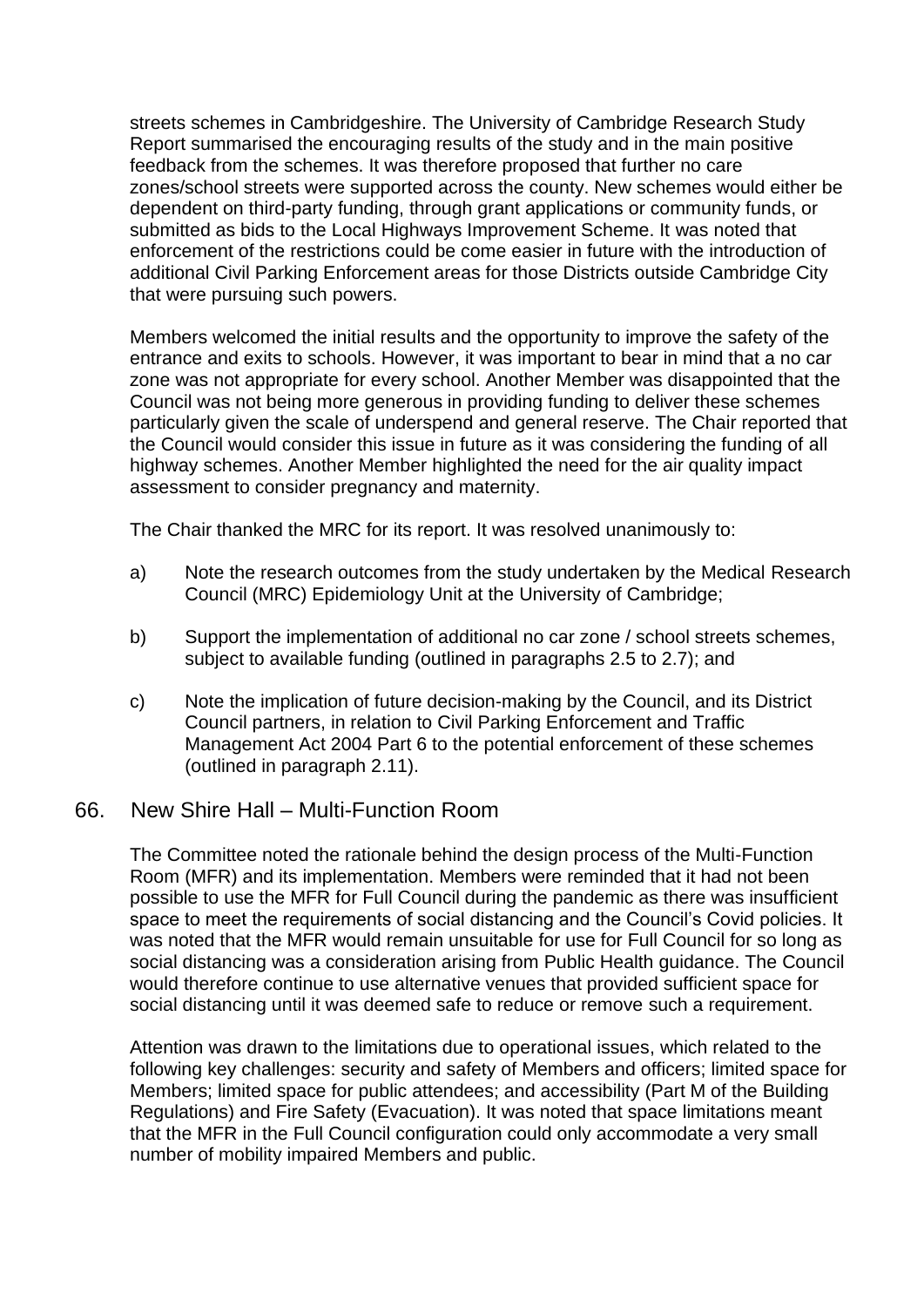streets schemes in Cambridgeshire. The University of Cambridge Research Study Report summarised the encouraging results of the study and in the main positive feedback from the schemes. It was therefore proposed that further no care zones/school streets were supported across the county. New schemes would either be dependent on third-party funding, through grant applications or community funds, or submitted as bids to the Local Highways Improvement Scheme. It was noted that enforcement of the restrictions could be come easier in future with the introduction of additional Civil Parking Enforcement areas for those Districts outside Cambridge City that were pursuing such powers.

Members welcomed the initial results and the opportunity to improve the safety of the entrance and exits to schools. However, it was important to bear in mind that a no car zone was not appropriate for every school. Another Member was disappointed that the Council was not being more generous in providing funding to deliver these schemes particularly given the scale of underspend and general reserve. The Chair reported that the Council would consider this issue in future as it was considering the funding of all highway schemes. Another Member highlighted the need for the air quality impact assessment to consider pregnancy and maternity.

The Chair thanked the MRC for its report. It was resolved unanimously to:

a) Note the research outcomes from the study undertaken by the Medical Research Council (MRC) Epidemiology Unit at the University of Cambridge;

b) Support the implementation of additional no car zone / school streets schemes, subject to available funding (outlined in paragraphs 2.5 to 2.7); and

c) Note the implication of future decision-making by the Council, and its District Council partners, in relation to Civil Parking Enforcement and Traffic Management Act 2004 Part 6 to the potential enforcement of these schemes (outlined in paragraph 2.11).

## 66. New Shire Hall – Multi-Function Room

The Committee noted the rationale behind the design process of the Multi-Function Room (MFR) and its implementation. Members were reminded that it had not been possible to use the MFR for Full Council during the pandemic as there was insufficient space to meet the requirements of social distancing and the Council's Covid policies. It was noted that the MFR would remain unsuitable for use for Full Council for so long as social distancing was a consideration arising from Public Health guidance. The Council would therefore continue to use alternative venues that provided sufficient space for social distancing until it was deemed safe to reduce or remove such a requirement.

Attention was drawn to the limitations due to operational issues, which related to the following key challenges: security and safety of Members and officers; limited space for Members; limited space for public attendees; and accessibility (Part M of the Building Regulations) and Fire Safety (Evacuation). It was noted that space limitations meant that the MFR in the Full Council configuration could only accommodate a very small number of mobility impaired Members and public.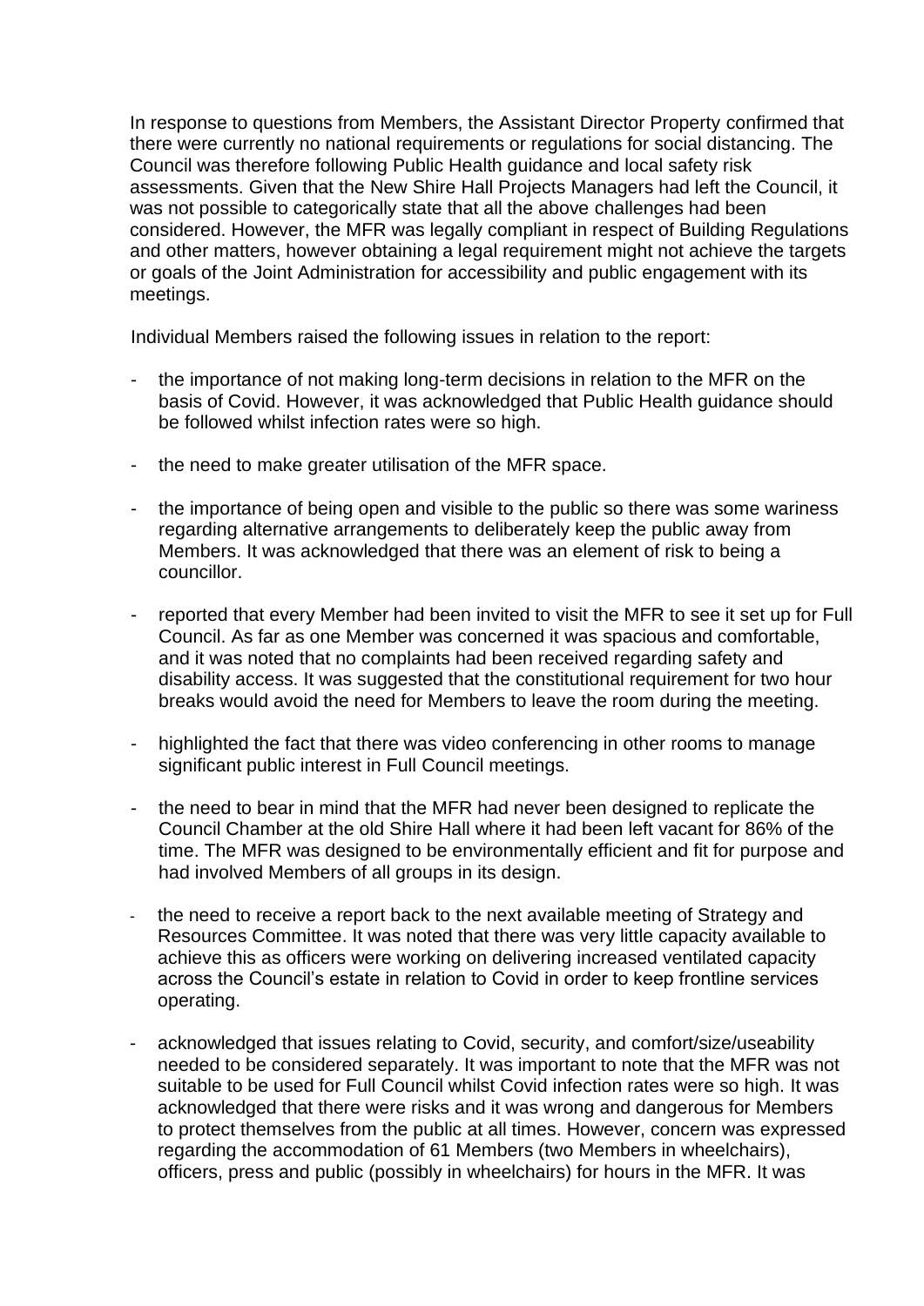In response to questions from Members, the Assistant Director Property confirmed that there were currently no national requirements or regulations for social distancing. The Council was therefore following Public Health guidance and local safety risk assessments. Given that the New Shire Hall Projects Managers had left the Council, it was not possible to categorically state that all the above challenges had been considered. However, the MFR was legally compliant in respect of Building Regulations and other matters, however obtaining a legal requirement might not achieve the targets or goals of the Joint Administration for accessibility and public engagement with its meetings.

Individual Members raised the following issues in relation to the report:

- the importance of not making long-term decisions in relation to the MFR on the basis of Covid. However, it was acknowledged that Public Health guidance should be followed whilst infection rates were so high.

- the need to make greater utilisation of the MFR space.

- the importance of being open and visible to the public so there was some wariness regarding alternative arrangements to deliberately keep the public away from Members. It was acknowledged that there was an element of risk to being a councillor.

- reported that every Member had been invited to visit the MFR to see it set up for Full Council. As far as one Member was concerned it was spacious and comfortable, and it was noted that no complaints had been received regarding safety and disability access. It was suggested that the constitutional requirement for two hour breaks would avoid the need for Members to leave the room during the meeting.

- highlighted the fact that there was video conferencing in other rooms to manage significant public interest in Full Council meetings.

- the need to bear in mind that the MFR had never been designed to replicate the Council Chamber at the old Shire Hall where it had been left vacant for 86% of the time. The MFR was designed to be environmentally efficient and fit for purpose and had involved Members of all groups in its design.

- the need to receive a report back to the next available meeting of Strategy and Resources Committee. It was noted that there was very little capacity available to achieve this as officers were working on delivering increased ventilated capacity across the Council's estate in relation to Covid in order to keep frontline services operating.

- acknowledged that issues relating to Covid, security, and comfort/size/useability needed to be considered separately. It was important to note that the MFR was not suitable to be used for Full Council whilst Covid infection rates were so high. It was acknowledged that there were risks and it was wrong and dangerous for Members to protect themselves from the public at all times. However, concern was expressed regarding the accommodation of 61 Members (two Members in wheelchairs), officers, press and public (possibly in wheelchairs) for hours in the MFR. It was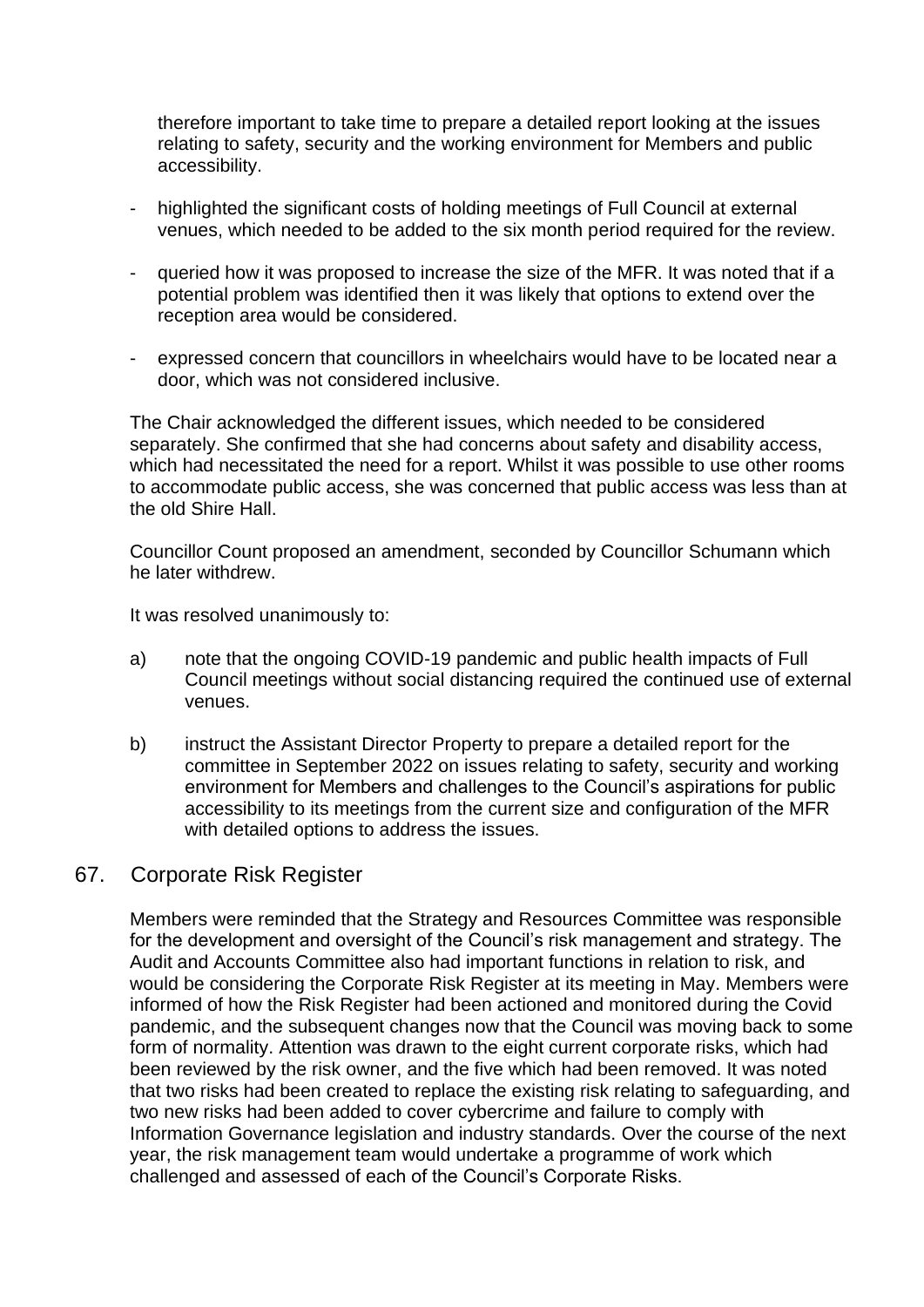therefore important to take time to prepare a detailed report looking at the issues relating to safety, security and the working environment for Members and public accessibility.

- highlighted the significant costs of holding meetings of Full Council at external venues, which needed to be added to the six month period required for the review.

- queried how it was proposed to increase the size of the MFR. It was noted that if a potential problem was identified then it was likely that options to extend over the reception area would be considered.

- expressed concern that councillors in wheelchairs would have to be located near a door, which was not considered inclusive.

The Chair acknowledged the different issues, which needed to be considered separately. She confirmed that she had concerns about safety and disability access, which had necessitated the need for a report. Whilst it was possible to use other rooms to accommodate public access, she was concerned that public access was less than at the old Shire Hall.

Councillor Count proposed an amendment, seconded by Councillor Schumann which he later withdrew.

It was resolved unanimously to:

a) note that the ongoing COVID-19 pandemic and public health impacts of Full Council meetings without social distancing required the continued use of external venues.

b) instruct the Assistant Director Property to prepare a detailed report for the committee in September 2022 on issues relating to safety, security and working environment for Members and challenges to the Council's aspirations for public accessibility to its meetings from the current size and configuration of the MFR with detailed options to address the issues.

## 67. Corporate Risk Register

Members were reminded that the Strategy and Resources Committee was responsible for the development and oversight of the Council's risk management and strategy. The Audit and Accounts Committee also had important functions in relation to risk, and would be considering the Corporate Risk Register at its meeting in May. Members were informed of how the Risk Register had been actioned and monitored during the Covid pandemic, and the subsequent changes now that the Council was moving back to some form of normality. Attention was drawn to the eight current corporate risks, which had been reviewed by the risk owner, and the five which had been removed. It was noted that two risks had been created to replace the existing risk relating to safeguarding, and two new risks had been added to cover cybercrime and failure to comply with Information Governance legislation and industry standards. Over the course of the next year, the risk management team would undertake a programme of work which challenged and assessed of each of the Council's Corporate Risks.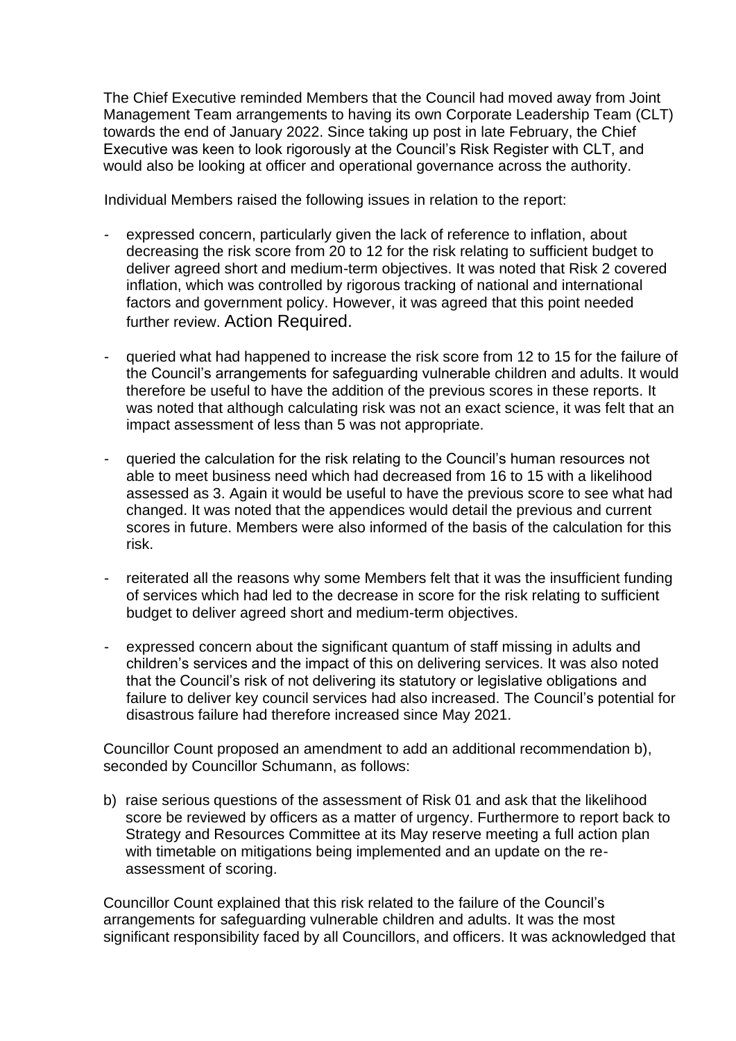The Chief Executive reminded Members that the Council had moved away from Joint Management Team arrangements to having its own Corporate Leadership Team (CLT) towards the end of January 2022. Since taking up post in late February, the Chief Executive was keen to look rigorously at the Council's Risk Register with CLT, and would also be looking at officer and operational governance across the authority.

Individual Members raised the following issues in relation to the report:

- expressed concern, particularly given the lack of reference to inflation, about decreasing the risk score from 20 to 12 for the risk relating to sufficient budget to deliver agreed short and medium-term objectives. It was noted that Risk 2 covered inflation, which was controlled by rigorous tracking of national and international factors and government policy. However, it was agreed that this point needed further review. Action Required.

- queried what had happened to increase the risk score from 12 to 15 for the failure of the Council's arrangements for safeguarding vulnerable children and adults. It would therefore be useful to have the addition of the previous scores in these reports. It was noted that although calculating risk was not an exact science, it was felt that an impact assessment of less than 5 was not appropriate.

- queried the calculation for the risk relating to the Council's human resources not able to meet business need which had decreased from 16 to 15 with a likelihood assessed as 3. Again it would be useful to have the previous score to see what had changed. It was noted that the appendices would detail the previous and current scores in future. Members were also informed of the basis of the calculation for this risk.

- reiterated all the reasons why some Members felt that it was the insufficient funding of services which had led to the decrease in score for the risk relating to sufficient budget to deliver agreed short and medium-term objectives.

- expressed concern about the significant quantum of staff missing in adults and children's services and the impact of this on delivering services. It was also noted that the Council's risk of not delivering its statutory or legislative obligations and failure to deliver key council services had also increased. The Council's potential for disastrous failure had therefore increased since May 2021.

Councillor Count proposed an amendment to add an additional recommendation b), seconded by Councillor Schumann, as follows:

b) raise serious questions of the assessment of Risk 01 and ask that the likelihood score be reviewed by officers as a matter of urgency. Furthermore to report back to Strategy and Resources Committee at its May reserve meeting a full action plan with timetable on mitigations being implemented and an update on the re-assessment of scoring.

Councillor Count explained that this risk related to the failure of the Council's arrangements for safeguarding vulnerable children and adults. It was the most significant responsibility faced by all Councillors, and officers. It was acknowledged that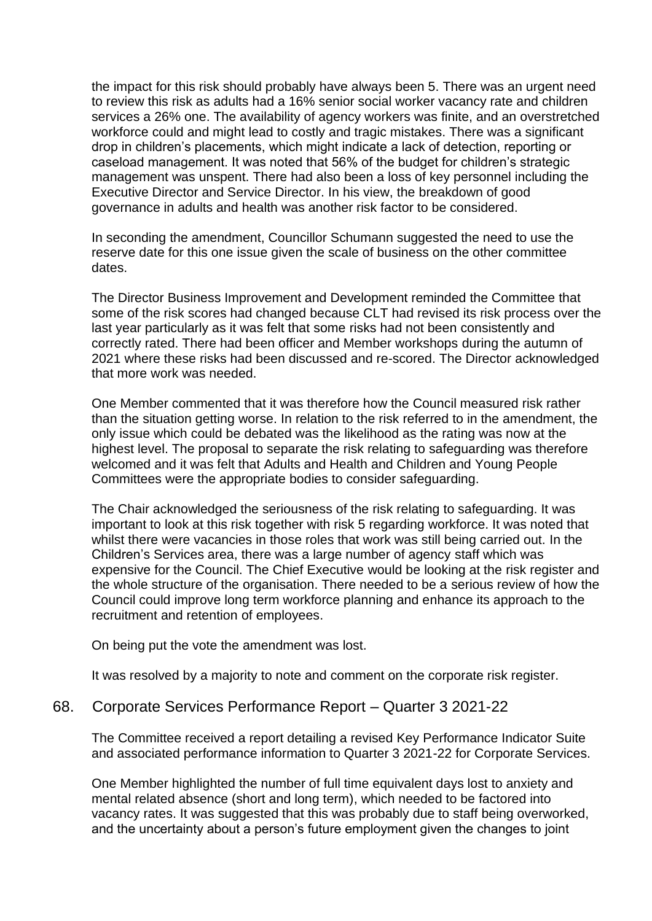the impact for this risk should probably have always been 5. There was an urgent need to review this risk as adults had a 16% senior social worker vacancy rate and children services a 26% one. The availability of agency workers was finite, and an overstretched workforce could and might lead to costly and tragic mistakes. There was a significant drop in children's placements, which might indicate a lack of detection, reporting or caseload management. It was noted that 56% of the budget for children's strategic management was unspent. There had also been a loss of key personnel including the Executive Director and Service Director. In his view, the breakdown of good governance in adults and health was another risk factor to be considered.

In seconding the amendment, Councillor Schumann suggested the need to use the reserve date for this one issue given the scale of business on the other committee dates.

The Director Business Improvement and Development reminded the Committee that some of the risk scores had changed because CLT had revised its risk process over the last year particularly as it was felt that some risks had not been consistently and correctly rated. There had been officer and Member workshops during the autumn of 2021 where these risks had been discussed and re-scored. The Director acknowledged that more work was needed.

One Member commented that it was therefore how the Council measured risk rather than the situation getting worse. In relation to the risk referred to in the amendment, the only issue which could be debated was the likelihood as the rating was now at the highest level. The proposal to separate the risk relating to safeguarding was therefore welcomed and it was felt that Adults and Health and Children and Young People Committees were the appropriate bodies to consider safeguarding.

The Chair acknowledged the seriousness of the risk relating to safeguarding. It was important to look at this risk together with risk 5 regarding workforce. It was noted that whilst there were vacancies in those roles that work was still being carried out. In the Children's Services area, there was a large number of agency staff which was expensive for the Council. The Chief Executive would be looking at the risk register and the whole structure of the organisation. There needed to be a serious review of how the Council could improve long term workforce planning and enhance its approach to the recruitment and retention of employees.

On being put the vote the amendment was lost.

It was resolved by a majority to note and comment on the corporate risk register.

## 68. Corporate Services Performance Report – Quarter 3 2021-22

The Committee received a report detailing a revised Key Performance Indicator Suite and associated performance information to Quarter 3 2021-22 for Corporate Services.

One Member highlighted the number of full time equivalent days lost to anxiety and mental related absence (short and long term), which needed to be factored into vacancy rates. It was suggested that this was probably due to staff being overworked, and the uncertainty about a person's future employment given the changes to joint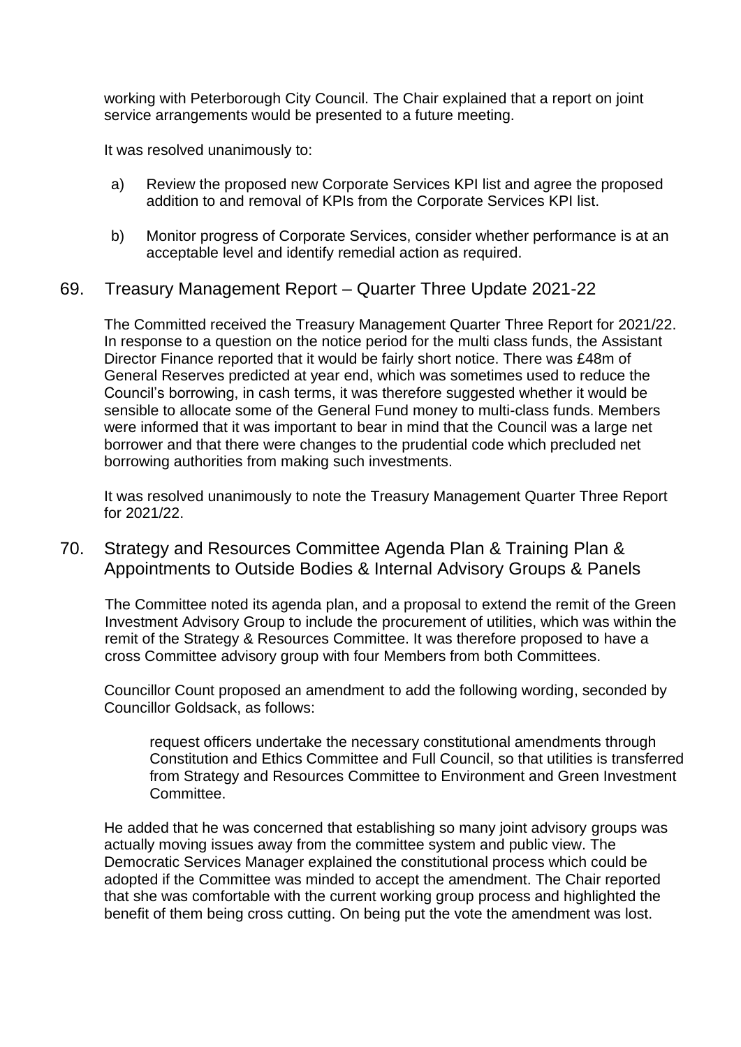working with Peterborough City Council. The Chair explained that a report on joint service arrangements would be presented to a future meeting.

It was resolved unanimously to:

a) Review the proposed new Corporate Services KPI list and agree the proposed addition to and removal of KPIs from the Corporate Services KPI list.

b) Monitor progress of Corporate Services, consider whether performance is at an acceptable level and identify remedial action as required.

## 69. Treasury Management Report – Quarter Three Update 2021-22

The Committed received the Treasury Management Quarter Three Report for 2021/22. In response to a question on the notice period for the multi class funds, the Assistant Director Finance reported that it would be fairly short notice. There was £48m of General Reserves predicted at year end, which was sometimes used to reduce the Council's borrowing, in cash terms, it was therefore suggested whether it would be sensible to allocate some of the General Fund money to multi-class funds. Members were informed that it was important to bear in mind that the Council was a large net borrower and that there were changes to the prudential code which precluded net borrowing authorities from making such investments.

It was resolved unanimously to note the Treasury Management Quarter Three Report for 2021/22.

## 70. Strategy and Resources Committee Agenda Plan & Training Plan & Appointments to Outside Bodies & Internal Advisory Groups & Panels

The Committee noted its agenda plan, and a proposal to extend the remit of the Green Investment Advisory Group to include the procurement of utilities, which was within the remit of the Strategy & Resources Committee. It was therefore proposed to have a cross Committee advisory group with four Members from both Committees.

Councillor Count proposed an amendment to add the following wording, seconded by Councillor Goldsack, as follows:

> request officers undertake the necessary constitutional amendments through Constitution and Ethics Committee and Full Council, so that utilities is transferred from Strategy and Resources Committee to Environment and Green Investment Committee.

He added that he was concerned that establishing so many joint advisory groups was actually moving issues away from the committee system and public view. The Democratic Services Manager explained the constitutional process which could be adopted if the Committee was minded to accept the amendment. The Chair reported that she was comfortable with the current working group process and highlighted the benefit of them being cross cutting. On being put the vote the amendment was lost.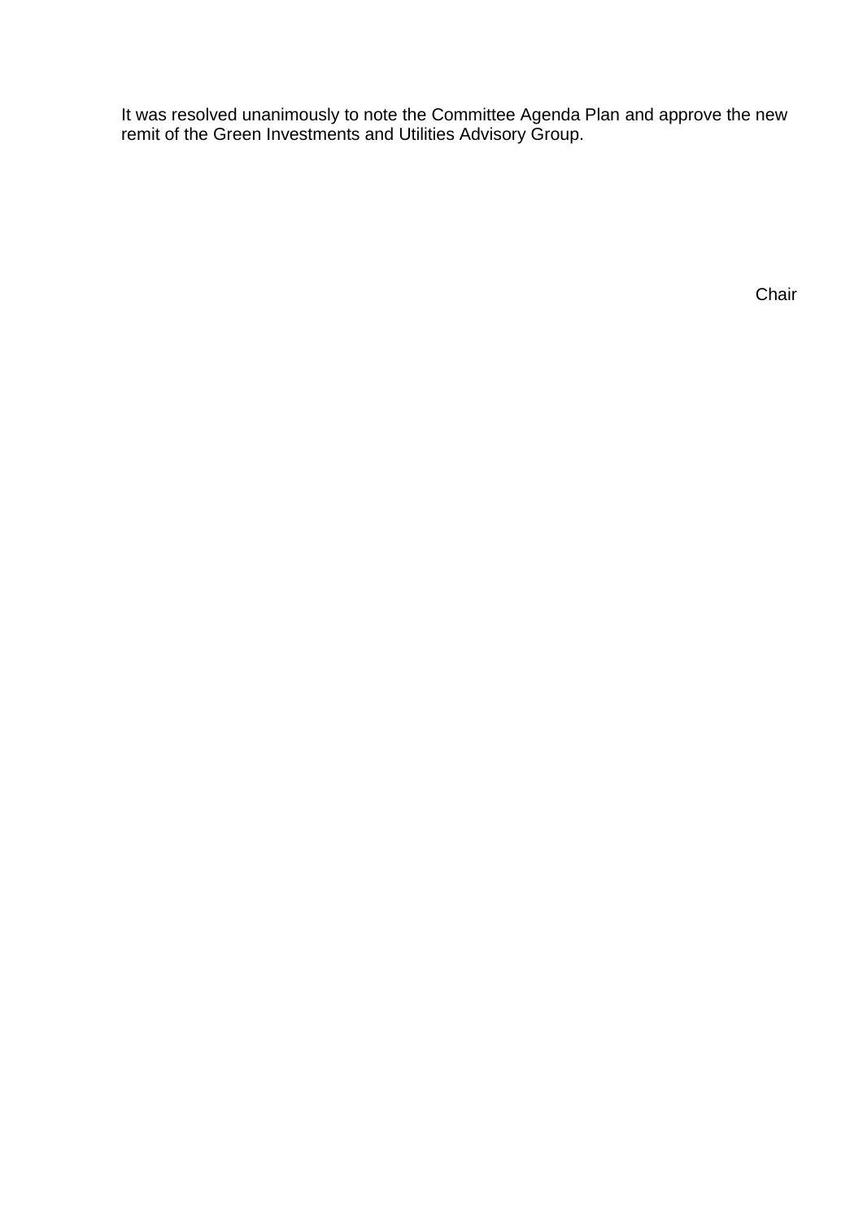It was resolved unanimously to note the Committee Agenda Plan and approve the new remit of the Green Investments and Utilities Advisory Group.

Chair